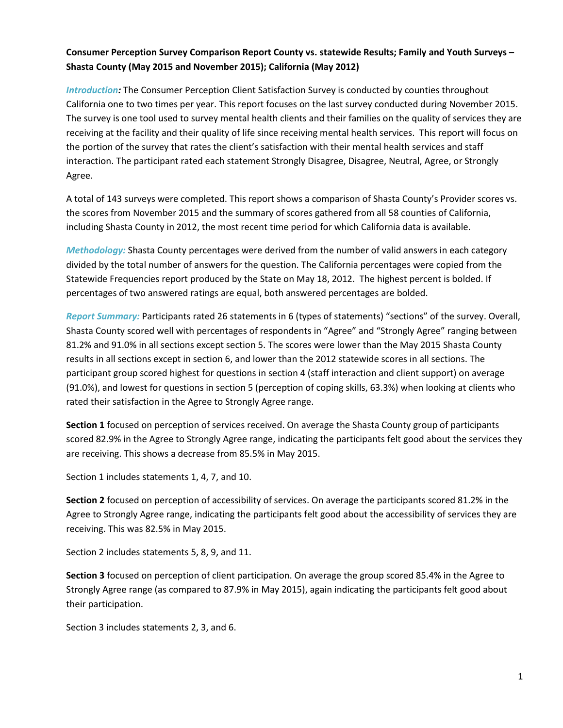**Consumer Perception Survey Comparison Report County vs. statewide Results; Family and Youth Surveys – Shasta County (May 2015 and November 2015); California (May 2012)**

***Introduction:*** The Consumer Perception Client Satisfaction Survey is conducted by counties throughout California one to two times per year. This report focuses on the last survey conducted during November 2015. The survey is one tool used to survey mental health clients and their families on the quality of services they are receiving at the facility and their quality of life since receiving mental health services. This report will focus on the portion of the survey that rates the client's satisfaction with their mental health services and staff interaction. The participant rated each statement Strongly Disagree, Disagree, Neutral, Agree, or Strongly Agree.

A total of 143 surveys were completed. This report shows a comparison of Shasta County's Provider scores vs. the scores from November 2015 and the summary of scores gathered from all 58 counties of California, including Shasta County in 2012, the most recent time period for which California data is available.

*Methodology:* Shasta County percentages were derived from the number of valid answers in each category divided by the total number of answers for the question. The California percentages were copied from the Statewide Frequencies report produced by the State on May 18, 2012. The highest percent is bolded. If percentages of two answered ratings are equal, both answered percentages are bolded.

*Report Summary:* Participants rated 26 statements in 6 (types of statements) "sections" of the survey. Overall, Shasta County scored well with percentages of respondents in "Agree" and "Strongly Agree" ranging between 81.2% and 91.0% in all sections except section 5. The scores were lower than the May 2015 Shasta County results in all sections except in section 6, and lower than the 2012 statewide scores in all sections. The participant group scored highest for questions in section 4 (staff interaction and client support) on average (91.0%), and lowest for questions in section 5 (perception of coping skills, 63.3%) when looking at clients who rated their satisfaction in the Agree to Strongly Agree range.

**Section 1** focused on perception of services received. On average the Shasta County group of participants scored 82.9% in the Agree to Strongly Agree range, indicating the participants felt good about the services they are receiving. This shows a decrease from 85.5% in May 2015.

Section 1 includes statements 1, 4, 7, and 10.

**Section 2** focused on perception of accessibility of services. On average the participants scored 81.2% in the Agree to Strongly Agree range, indicating the participants felt good about the accessibility of services they are receiving. This was 82.5% in May 2015.

Section 2 includes statements 5, 8, 9, and 11.

**Section 3** focused on perception of client participation. On average the group scored 85.4% in the Agree to Strongly Agree range (as compared to 87.9% in May 2015), again indicating the participants felt good about their participation.

Section 3 includes statements 2, 3, and 6.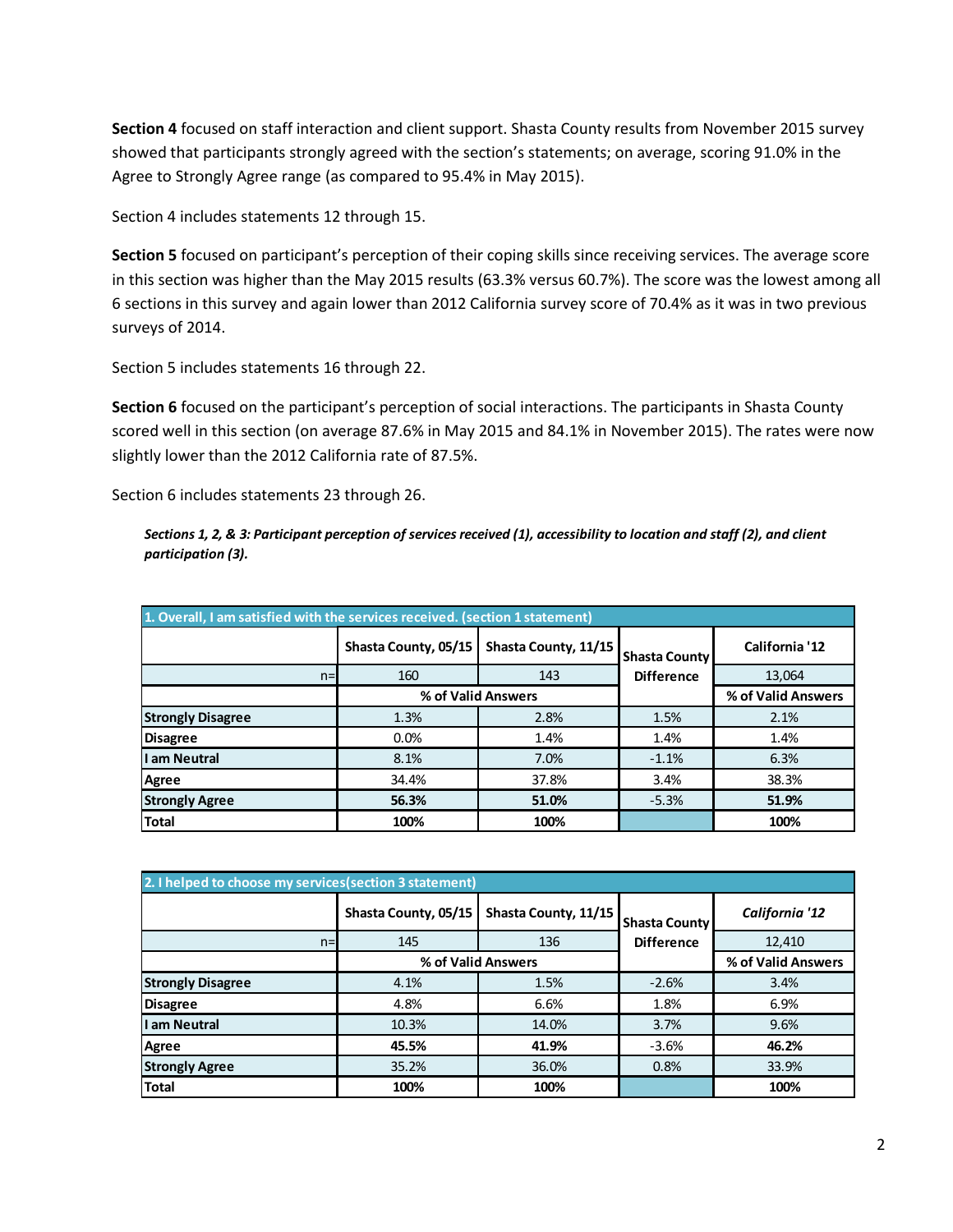**Section 4** focused on staff interaction and client support. Shasta County results from November 2015 survey showed that participants strongly agreed with the section's statements; on average, scoring 91.0% in the Agree to Strongly Agree range (as compared to 95.4% in May 2015).

Section 4 includes statements 12 through 15.

**Section 5** focused on participant's perception of their coping skills since receiving services. The average score in this section was higher than the May 2015 results (63.3% versus 60.7%). The score was the lowest among all 6 sections in this survey and again lower than 2012 California survey score of 70.4% as it was in two previous surveys of 2014.

Section 5 includes statements 16 through 22.

**Section 6** focused on the participant's perception of social interactions. The participants in Shasta County scored well in this section (on average 87.6% in May 2015 and 84.1% in November 2015). The rates were now slightly lower than the 2012 California rate of 87.5%.

Section 6 includes statements 23 through 26.

***Sections 1, 2, & 3: Participant perception of services received (1), accessibility to location and staff (2), and client participation (3).***

| 1. Overall, I am satisfied with the services received. (section 1 statement) | | | | |
|---|---|---|---|---|
| | Shasta County, 05/15 | Shasta County, 11/15 | Shasta County Difference | California '12 |
| n= | 160 | 143 | | 13,064 |
| | % of Valid Answers | | | % of Valid Answers |
| **Strongly Disagree** | 1.3% | 2.8% | 1.5% | 2.1% |
| **Disagree** | 0.0% | 1.4% | 1.4% | 1.4% |
| **I am Neutral** | 8.1% | 7.0% | -1.1% | 6.3% |
| **Agree** | 34.4% | 37.8% | 3.4% | 38.3% |
| **Strongly Agree** | **56.3%** | **51.0%** | -5.3% | **51.9%** |
| **Total** | **100%** | **100%** | | **100%** |

| 2. I helped to choose my services(section 3 statement) | | | | |
|---|---|---|---|---|
| | Shasta County, 05/15 | Shasta County, 11/15 | Shasta County Difference | *California '12* |
| n= | 145 | 136 | | 12,410 |
| | % of Valid Answers | | | % of Valid Answers |
| **Strongly Disagree** | 4.1% | 1.5% | -2.6% | 3.4% |
| **Disagree** | 4.8% | 6.6% | 1.8% | 6.9% |
| **I am Neutral** | 10.3% | 14.0% | 3.7% | 9.6% |
| **Agree** | **45.5%** | **41.9%** | -3.6% | **46.2%** |
| **Strongly Agree** | 35.2% | 36.0% | 0.8% | 33.9% |
| **Total** | **100%** | **100%** | | **100%** |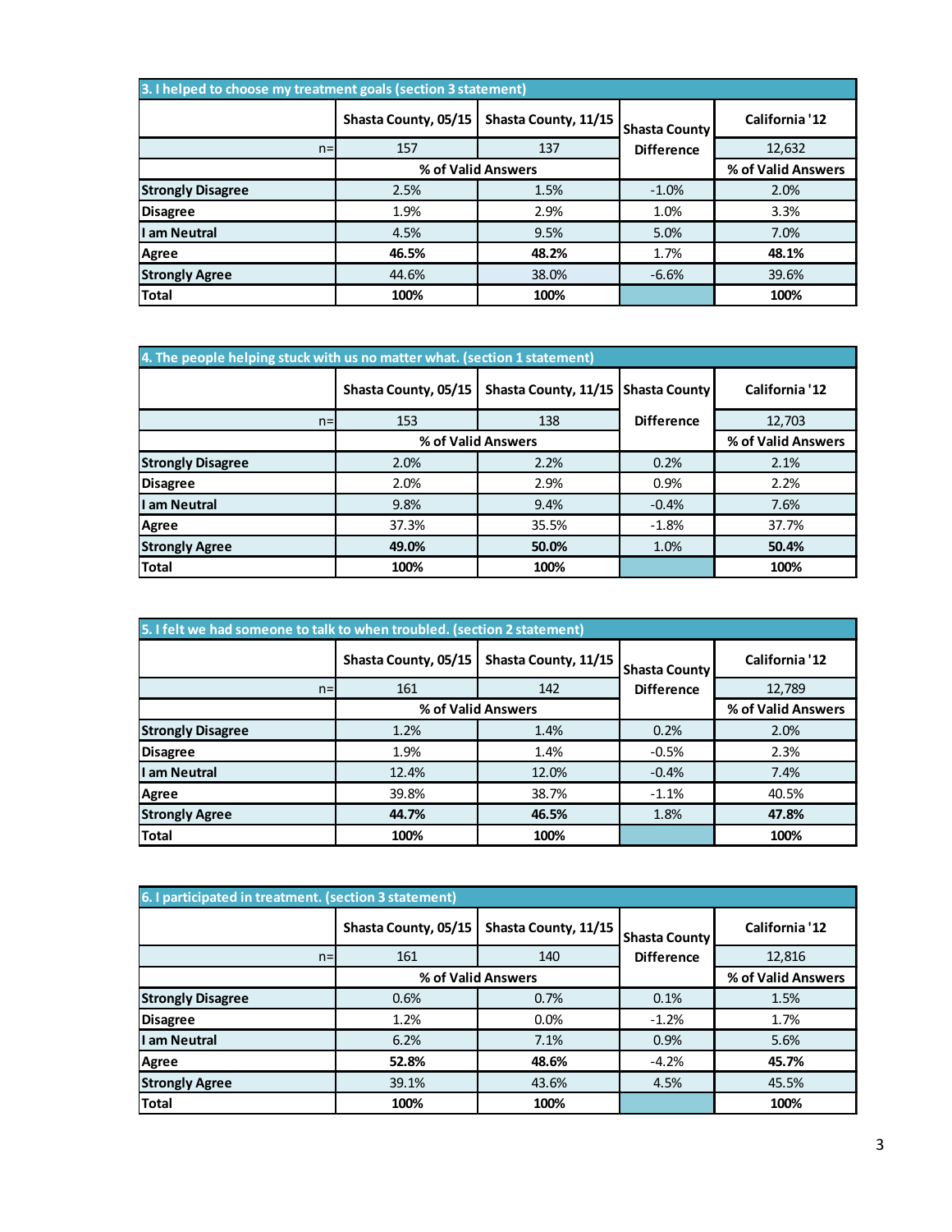| 3. I helped to choose my treatment goals (section 3 statement) | | | | |
|---|---|---|---|---|
| | Shasta County, 05/15 | Shasta County, 11/15 | Shasta County Difference | California '12 |
| n= | 157 | 137 | | 12,632 |
| | % of Valid Answers | | | % of Valid Answers |
| Strongly Disagree | 2.5% | 1.5% | -1.0% | 2.0% |
| Disagree | 1.9% | 2.9% | 1.0% | 3.3% |
| I am Neutral | 4.5% | 9.5% | 5.0% | 7.0% |
| Agree | **46.5%** | **48.2%** | 1.7% | **48.1%** |
| Strongly Agree | 44.6% | 38.0% | -6.6% | 39.6% |
| Total | **100%** | **100%** | | **100%** |

| 4. The people helping stuck with us no matter what. (section 1 statement) | | | | |
|---|---|---|---|---|
| | Shasta County, 05/15 | Shasta County, 11/15 | Shasta County Difference | California '12 |
| n= | 153 | 138 | | 12,703 |
| | % of Valid Answers | | | % of Valid Answers |
| Strongly Disagree | 2.0% | 2.2% | 0.2% | 2.1% |
| Disagree | 2.0% | 2.9% | 0.9% | 2.2% |
| I am Neutral | 9.8% | 9.4% | -0.4% | 7.6% |
| Agree | 37.3% | 35.5% | -1.8% | 37.7% |
| Strongly Agree | **49.0%** | **50.0%** | 1.0% | **50.4%** |
| Total | **100%** | **100%** | | **100%** |

| 5. I felt we had someone to talk to when troubled. (section 2 statement) | | | | |
|---|---|---|---|---|
| | Shasta County, 05/15 | Shasta County, 11/15 | Shasta County Difference | California '12 |
| n= | 161 | 142 | | 12,789 |
| | % of Valid Answers | | | % of Valid Answers |
| Strongly Disagree | 1.2% | 1.4% | 0.2% | 2.0% |
| Disagree | 1.9% | 1.4% | -0.5% | 2.3% |
| I am Neutral | 12.4% | 12.0% | -0.4% | 7.4% |
| Agree | 39.8% | 38.7% | -1.1% | 40.5% |
| Strongly Agree | **44.7%** | **46.5%** | 1.8% | **47.8%** |
| Total | **100%** | **100%** | | **100%** |

| 6. I participated in treatment. (section 3 statement) | | | | |
|---|---|---|---|---|
| | Shasta County, 05/15 | Shasta County, 11/15 | Shasta County Difference | California '12 |
| n= | 161 | 140 | | 12,816 |
| | % of Valid Answers | | | % of Valid Answers |
| Strongly Disagree | 0.6% | 0.7% | 0.1% | 1.5% |
| Disagree | 1.2% | 0.0% | -1.2% | 1.7% |
| I am Neutral | 6.2% | 7.1% | 0.9% | 5.6% |
| Agree | **52.8%** | **48.6%** | -4.2% | **45.7%** |
| Strongly Agree | 39.1% | 43.6% | 4.5% | 45.5% |
| Total | **100%** | **100%** | | **100%** |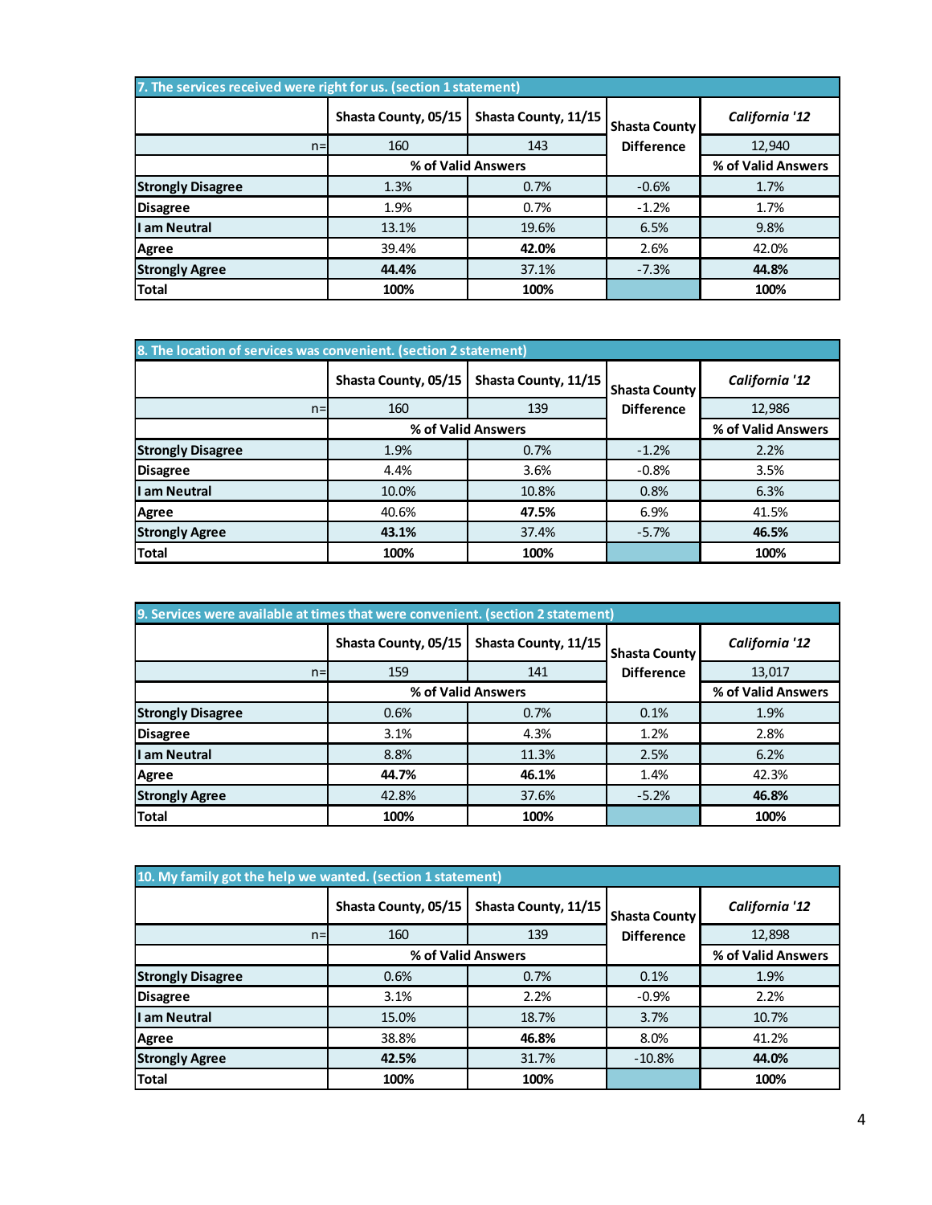| 7. The services received were right for us. (section 1 statement) | | | | |
|---|---|---|---|---|
| | Shasta County, 05/15 | Shasta County, 11/15 | Shasta County Difference | *California '12* |
| n= | 160 | 143 | | 12,940 |
| | % of Valid Answers | | | % of Valid Answers |
| **Strongly Disagree** | 1.3% | 0.7% | -0.6% | 1.7% |
| **Disagree** | 1.9% | 0.7% | -1.2% | 1.7% |
| **I am Neutral** | 13.1% | 19.6% | 6.5% | 9.8% |
| **Agree** | 39.4% | **42.0%** | 2.6% | 42.0% |
| **Strongly Agree** | **44.4%** | 37.1% | -7.3% | **44.8%** |
| **Total** | **100%** | **100%** | | **100%** |

| 8. The location of services was convenient. (section 2 statement) | | | | |
|---|---|---|---|---|
| | Shasta County, 05/15 | Shasta County, 11/15 | Shasta County Difference | *California '12* |
| n= | 160 | 139 | | 12,986 |
| | % of Valid Answers | | | % of Valid Answers |
| **Strongly Disagree** | 1.9% | 0.7% | -1.2% | 2.2% |
| **Disagree** | 4.4% | 3.6% | -0.8% | 3.5% |
| **I am Neutral** | 10.0% | 10.8% | 0.8% | 6.3% |
| **Agree** | 40.6% | **47.5%** | 6.9% | 41.5% |
| **Strongly Agree** | **43.1%** | 37.4% | -5.7% | **46.5%** |
| **Total** | **100%** | **100%** | | **100%** |

| 9. Services were available at times that were convenient. (section 2 statement) | | | | |
|---|---|---|---|---|
| | Shasta County, 05/15 | Shasta County, 11/15 | Shasta County Difference | *California '12* |
| n= | 159 | 141 | | 13,017 |
| | % of Valid Answers | | | % of Valid Answers |
| **Strongly Disagree** | 0.6% | 0.7% | 0.1% | 1.9% |
| **Disagree** | 3.1% | 4.3% | 1.2% | 2.8% |
| **I am Neutral** | 8.8% | 11.3% | 2.5% | 6.2% |
| **Agree** | **44.7%** | **46.1%** | 1.4% | 42.3% |
| **Strongly Agree** | 42.8% | 37.6% | -5.2% | **46.8%** |
| **Total** | **100%** | **100%** | | **100%** |

| 10. My family got the help we wanted. (section 1 statement) | | | | |
|---|---|---|---|---|
| | Shasta County, 05/15 | Shasta County, 11/15 | Shasta County Difference | *California '12* |
| n= | 160 | 139 | | 12,898 |
| | % of Valid Answers | | | % of Valid Answers |
| **Strongly Disagree** | 0.6% | 0.7% | 0.1% | 1.9% |
| **Disagree** | 3.1% | 2.2% | -0.9% | 2.2% |
| **I am Neutral** | 15.0% | 18.7% | 3.7% | 10.7% |
| **Agree** | 38.8% | **46.8%** | 8.0% | 41.2% |
| **Strongly Agree** | **42.5%** | 31.7% | -10.8% | **44.0%** |
| **Total** | **100%** | **100%** | | **100%** |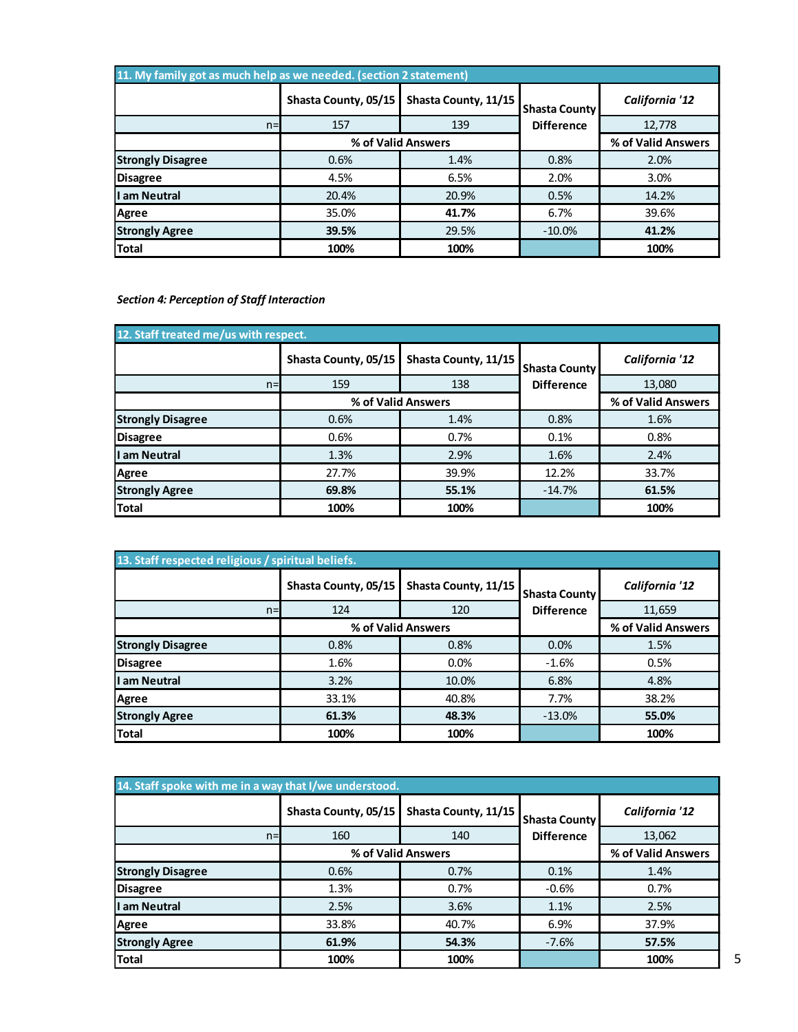| 11. My family got as much help as we needed. (section 2 statement) | | | | |
|---|---|---|---|---|
| | Shasta County, 05/15 | Shasta County, 11/15 | Shasta County Difference | *California '12* |
| n= | 157 | 139 | | 12,778 |
| | % of Valid Answers | | | % of Valid Answers |
| **Strongly Disagree** | 0.6% | 1.4% | 0.8% | 2.0% |
| **Disagree** | 4.5% | 6.5% | 2.0% | 3.0% |
| **I am Neutral** | 20.4% | 20.9% | 0.5% | 14.2% |
| **Agree** | 35.0% | **41.7%** | 6.7% | 39.6% |
| **Strongly Agree** | **39.5%** | 29.5% | -10.0% | **41.2%** |
| **Total** | **100%** | **100%** | | **100%** |

***Section 4: Perception of Staff Interaction***

| 12. Staff treated me/us with respect. | | | | |
|---|---|---|---|---|
| | Shasta County, 05/15 | Shasta County, 11/15 | Shasta County Difference | *California '12* |
| n= | 159 | 138 | | 13,080 |
| | % of Valid Answers | | | % of Valid Answers |
| **Strongly Disagree** | 0.6% | 1.4% | 0.8% | 1.6% |
| **Disagree** | 0.6% | 0.7% | 0.1% | 0.8% |
| **I am Neutral** | 1.3% | 2.9% | 1.6% | 2.4% |
| **Agree** | 27.7% | 39.9% | 12.2% | 33.7% |
| **Strongly Agree** | **69.8%** | **55.1%** | -14.7% | **61.5%** |
| **Total** | **100%** | **100%** | | **100%** |

| 13. Staff respected religious / spiritual beliefs. | | | | |
|---|---|---|---|---|
| | Shasta County, 05/15 | Shasta County, 11/15 | Shasta County Difference | *California '12* |
| n= | 124 | 120 | | 11,659 |
| | % of Valid Answers | | | % of Valid Answers |
| **Strongly Disagree** | 0.8% | 0.8% | 0.0% | 1.5% |
| **Disagree** | 1.6% | 0.0% | -1.6% | 0.5% |
| **I am Neutral** | 3.2% | 10.0% | 6.8% | 4.8% |
| **Agree** | 33.1% | 40.8% | 7.7% | 38.2% |
| **Strongly Agree** | **61.3%** | **48.3%** | -13.0% | **55.0%** |
| **Total** | **100%** | **100%** | | **100%** |

| 14. Staff spoke with me in a way that I/we understood. | | | | |
|---|---|---|---|---|
| | Shasta County, 05/15 | Shasta County, 11/15 | Shasta County Difference | *California '12* |
| n= | 160 | 140 | | 13,062 |
| | % of Valid Answers | | | % of Valid Answers |
| **Strongly Disagree** | 0.6% | 0.7% | 0.1% | 1.4% |
| **Disagree** | 1.3% | 0.7% | -0.6% | 0.7% |
| **I am Neutral** | 2.5% | 3.6% | 1.1% | 2.5% |
| **Agree** | 33.8% | 40.7% | 6.9% | 37.9% |
| **Strongly Agree** | **61.9%** | **54.3%** | -7.6% | **57.5%** |
| **Total** | **100%** | **100%** | | **100%** |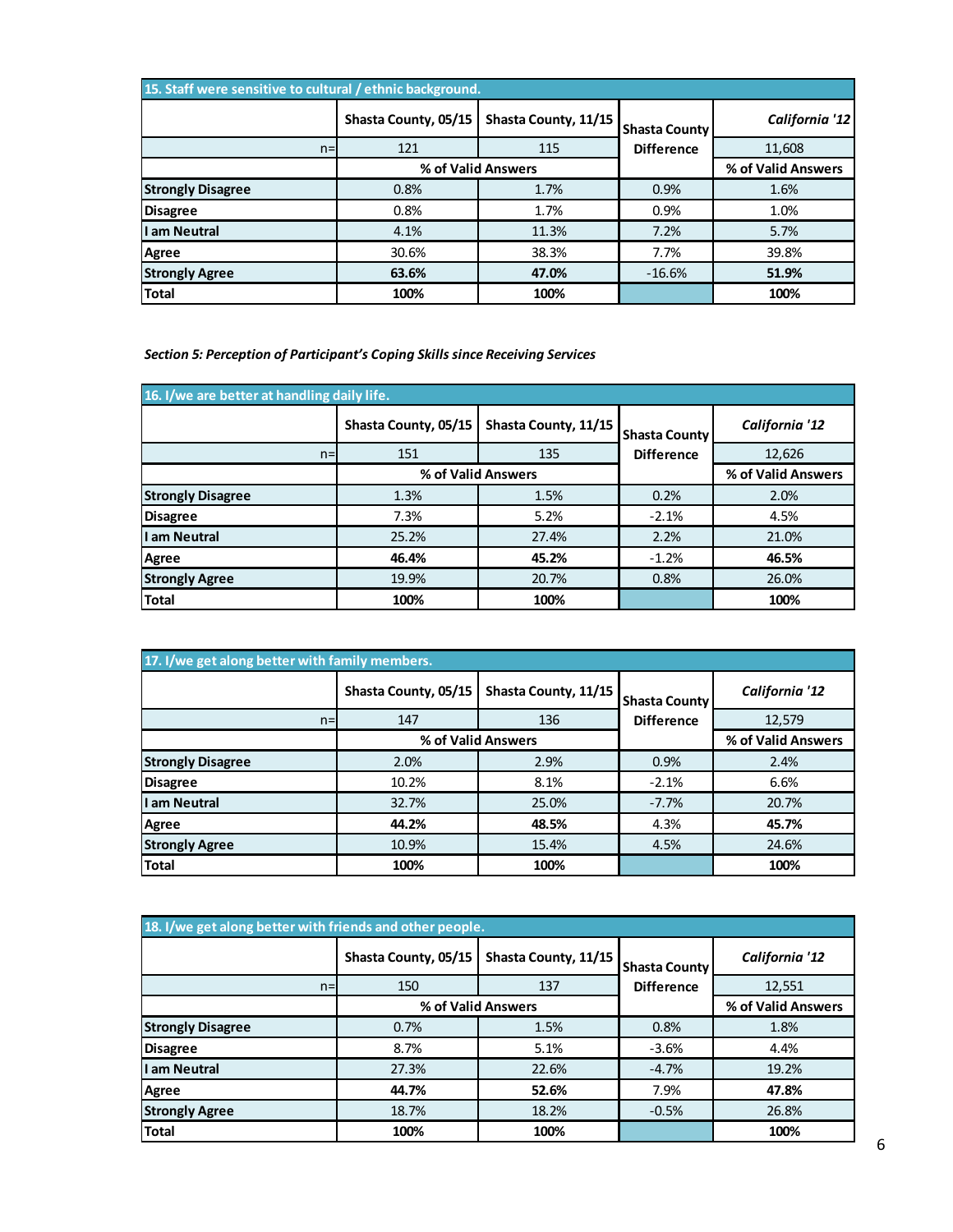| 15. Staff were sensitive to cultural / ethnic background. | | | | |
|---|---|---|---|---|
| | Shasta County, 05/15 | Shasta County, 11/15 | Shasta County Difference | *California '12* |
| n= | 121 | 115 | | 11,608 |
| | % of Valid Answers | | | % of Valid Answers |
| **Strongly Disagree** | 0.8% | 1.7% | 0.9% | 1.6% |
| **Disagree** | 0.8% | 1.7% | 0.9% | 1.0% |
| **I am Neutral** | 4.1% | 11.3% | 7.2% | 5.7% |
| **Agree** | 30.6% | 38.3% | 7.7% | 39.8% |
| **Strongly Agree** | **63.6%** | **47.0%** | -16.6% | **51.9%** |
| **Total** | **100%** | **100%** | | **100%** |

*Section 5: Perception of Participant's Coping Skills since Receiving Services*

| 16. I/we are better at handling daily life. | | | | |
|---|---|---|---|---|
| | Shasta County, 05/15 | Shasta County, 11/15 | Shasta County Difference | *California '12* |
| n= | 151 | 135 | | 12,626 |
| | % of Valid Answers | | | % of Valid Answers |
| **Strongly Disagree** | 1.3% | 1.5% | 0.2% | 2.0% |
| **Disagree** | 7.3% | 5.2% | -2.1% | 4.5% |
| **I am Neutral** | 25.2% | 27.4% | 2.2% | 21.0% |
| **Agree** | **46.4%** | **45.2%** | -1.2% | **46.5%** |
| **Strongly Agree** | 19.9% | 20.7% | 0.8% | 26.0% |
| **Total** | **100%** | **100%** | | **100%** |

| 17. I/we get along better with family members. | | | | |
|---|---|---|---|---|
| | Shasta County, 05/15 | Shasta County, 11/15 | Shasta County Difference | *California '12* |
| n= | 147 | 136 | | 12,579 |
| | % of Valid Answers | | | % of Valid Answers |
| **Strongly Disagree** | 2.0% | 2.9% | 0.9% | 2.4% |
| **Disagree** | 10.2% | 8.1% | -2.1% | 6.6% |
| **I am Neutral** | 32.7% | 25.0% | -7.7% | 20.7% |
| **Agree** | **44.2%** | **48.5%** | 4.3% | **45.7%** |
| **Strongly Agree** | 10.9% | 15.4% | 4.5% | 24.6% |
| **Total** | **100%** | **100%** | | **100%** |

| 18. I/we get along better with friends and other people. | | | | |
|---|---|---|---|---|
| | Shasta County, 05/15 | Shasta County, 11/15 | Shasta County Difference | *California '12* |
| n= | 150 | 137 | | 12,551 |
| | % of Valid Answers | | | % of Valid Answers |
| **Strongly Disagree** | 0.7% | 1.5% | 0.8% | 1.8% |
| **Disagree** | 8.7% | 5.1% | -3.6% | 4.4% |
| **I am Neutral** | 27.3% | 22.6% | -4.7% | 19.2% |
| **Agree** | **44.7%** | **52.6%** | 7.9% | **47.8%** |
| **Strongly Agree** | 18.7% | 18.2% | -0.5% | 26.8% |
| **Total** | **100%** | **100%** | | **100%** |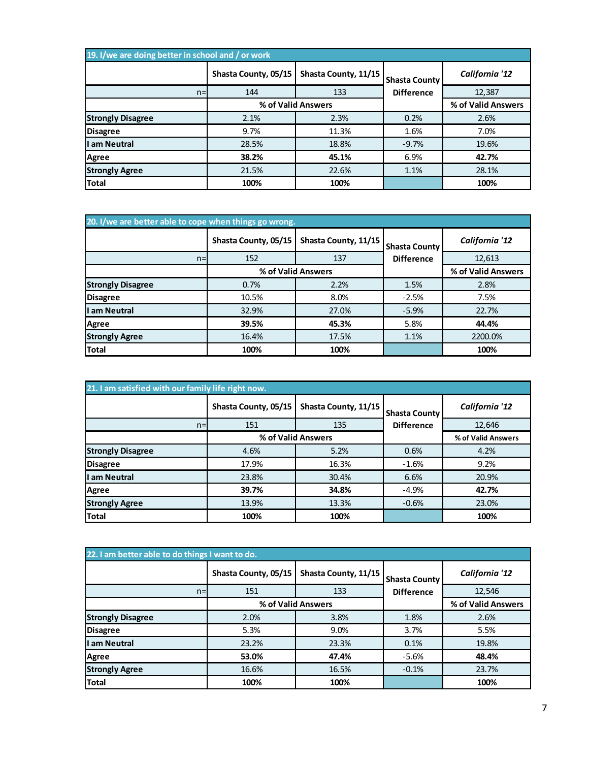### 19. I/we are doing better in school and / or work

| | Shasta County, 05/15 | Shasta County, 11/15 | Shasta County Difference | *California '12* |
|---|---|---|---|---|
| n= | 144 | 133 | | 12,387 |
| | % of Valid Answers | | | % of Valid Answers |
| **Strongly Disagree** | 2.1% | 2.3% | 0.2% | 2.6% |
| **Disagree** | 9.7% | 11.3% | 1.6% | 7.0% |
| **I am Neutral** | 28.5% | 18.8% | -9.7% | 19.6% |
| **Agree** | **38.2%** | **45.1%** | 6.9% | **42.7%** |
| **Strongly Agree** | 21.5% | 22.6% | 1.1% | 28.1% |
| **Total** | **100%** | **100%** | | **100%** |

### 20. I/we are better able to cope when things go wrong.

| | Shasta County, 05/15 | Shasta County, 11/15 | Shasta County Difference | *California '12* |
|---|---|---|---|---|
| n= | 152 | 137 | | 12,613 |
| | % of Valid Answers | | | % of Valid Answers |
| **Strongly Disagree** | 0.7% | 2.2% | 1.5% | 2.8% |
| **Disagree** | 10.5% | 8.0% | -2.5% | 7.5% |
| **I am Neutral** | 32.9% | 27.0% | -5.9% | 22.7% |
| **Agree** | **39.5%** | **45.3%** | 5.8% | **44.4%** |
| **Strongly Agree** | 16.4% | 17.5% | 1.1% | 2200.0% |
| **Total** | **100%** | **100%** | | **100%** |

### 21. I am satisfied with our family life right now.

| | Shasta County, 05/15 | Shasta County, 11/15 | Shasta County Difference | *California '12* |
|---|---|---|---|---|
| n= | 151 | 135 | | 12,646 |
| | % of Valid Answers | | | % of Valid Answers |
| **Strongly Disagree** | 4.6% | 5.2% | 0.6% | 4.2% |
| **Disagree** | 17.9% | 16.3% | -1.6% | 9.2% |
| **I am Neutral** | 23.8% | 30.4% | 6.6% | 20.9% |
| **Agree** | **39.7%** | **34.8%** | -4.9% | **42.7%** |
| **Strongly Agree** | 13.9% | 13.3% | -0.6% | 23.0% |
| **Total** | **100%** | **100%** | | **100%** |

### 22. I am better able to do things I want to do.

| | Shasta County, 05/15 | Shasta County, 11/15 | Shasta County Difference | *California '12* |
|---|---|---|---|---|
| n= | 151 | 133 | | 12,546 |
| | % of Valid Answers | | | % of Valid Answers |
| **Strongly Disagree** | 2.0% | 3.8% | 1.8% | 2.6% |
| **Disagree** | 5.3% | 9.0% | 3.7% | 5.5% |
| **I am Neutral** | 23.2% | 23.3% | 0.1% | 19.8% |
| **Agree** | **53.0%** | **47.4%** | -5.6% | **48.4%** |
| **Strongly Agree** | 16.6% | 16.5% | -0.1% | 23.7% |
| **Total** | **100%** | **100%** | | **100%** |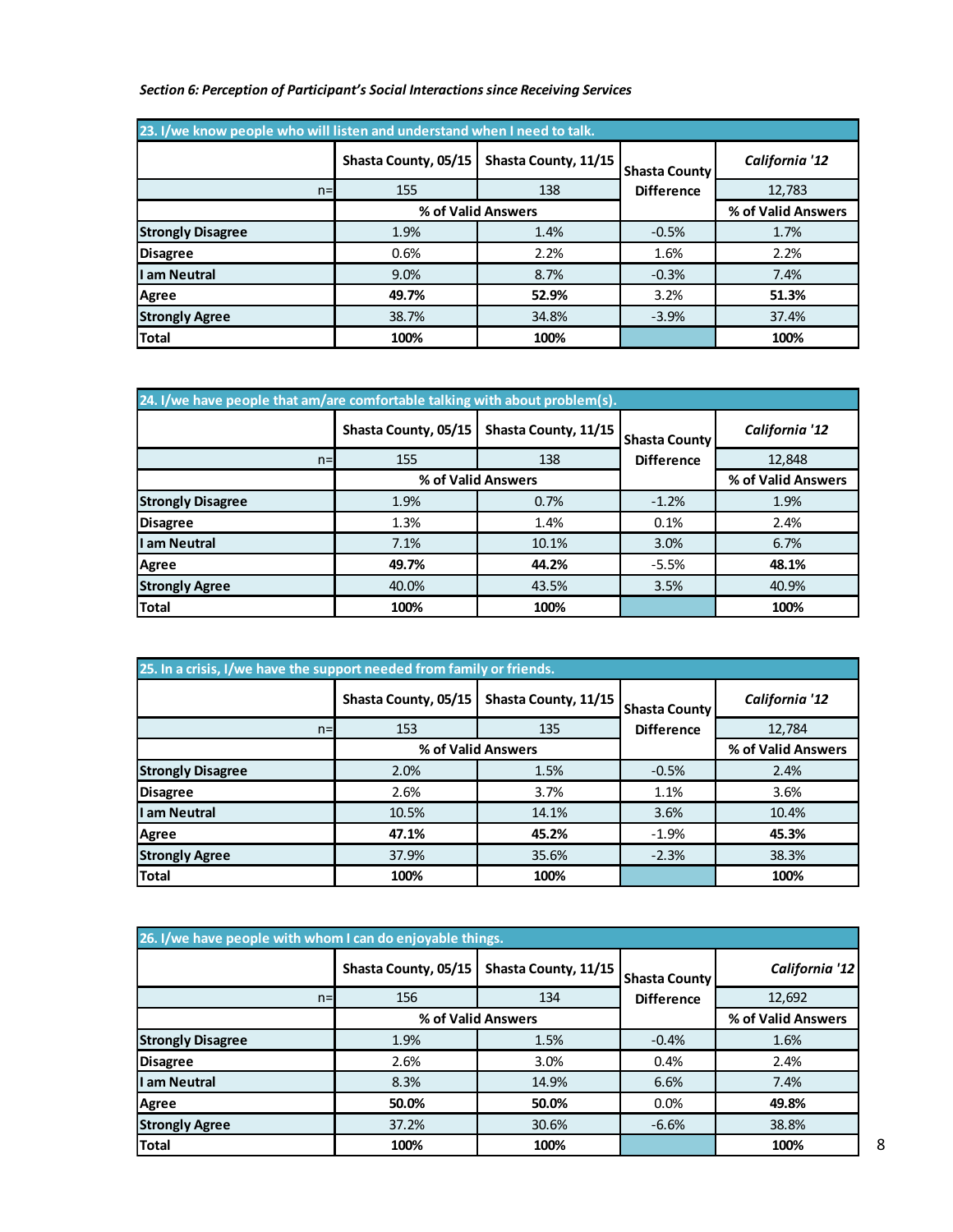*Section 6: Perception of Participant's Social Interactions since Receiving Services*

| 23. I/we know people who will listen and understand when I need to talk. | | | | |
|---|---|---|---|---|
| | Shasta County, 05/15 | Shasta County, 11/15 | Shasta County Difference | *California '12* |
| n= | 155 | 138 | | 12,783 |
| | % of Valid Answers | | | % of Valid Answers |
| **Strongly Disagree** | 1.9% | 1.4% | -0.5% | 1.7% |
| **Disagree** | 0.6% | 2.2% | 1.6% | 2.2% |
| **I am Neutral** | 9.0% | 8.7% | -0.3% | 7.4% |
| **Agree** | **49.7%** | **52.9%** | 3.2% | **51.3%** |
| **Strongly Agree** | 38.7% | 34.8% | -3.9% | 37.4% |
| **Total** | **100%** | **100%** | | **100%** |

| 24. I/we have people that am/are comfortable talking with about problem(s). | | | | |
|---|---|---|---|---|
| | Shasta County, 05/15 | Shasta County, 11/15 | Shasta County Difference | *California '12* |
| n= | 155 | 138 | | 12,848 |
| | % of Valid Answers | | | % of Valid Answers |
| **Strongly Disagree** | 1.9% | 0.7% | -1.2% | 1.9% |
| **Disagree** | 1.3% | 1.4% | 0.1% | 2.4% |
| **I am Neutral** | 7.1% | 10.1% | 3.0% | 6.7% |
| **Agree** | **49.7%** | **44.2%** | -5.5% | **48.1%** |
| **Strongly Agree** | 40.0% | 43.5% | 3.5% | 40.9% |
| **Total** | **100%** | **100%** | | **100%** |

| 25. In a crisis, I/we have the support needed from family or friends. | | | | |
|---|---|---|---|---|
| | Shasta County, 05/15 | Shasta County, 11/15 | Shasta County Difference | *California '12* |
| n= | 153 | 135 | | 12,784 |
| | % of Valid Answers | | | % of Valid Answers |
| **Strongly Disagree** | 2.0% | 1.5% | -0.5% | 2.4% |
| **Disagree** | 2.6% | 3.7% | 1.1% | 3.6% |
| **I am Neutral** | 10.5% | 14.1% | 3.6% | 10.4% |
| **Agree** | **47.1%** | **45.2%** | -1.9% | **45.3%** |
| **Strongly Agree** | 37.9% | 35.6% | -2.3% | 38.3% |
| **Total** | **100%** | **100%** | | **100%** |

| 26. I/we have people with whom I can do enjoyable things. | | | | |
|---|---|---|---|---|
| | Shasta County, 05/15 | Shasta County, 11/15 | Shasta County Difference | *California '12* |
| n= | 156 | 134 | | 12,692 |
| | % of Valid Answers | | | % of Valid Answers |
| **Strongly Disagree** | 1.9% | 1.5% | -0.4% | 1.6% |
| **Disagree** | 2.6% | 3.0% | 0.4% | 2.4% |
| **I am Neutral** | 8.3% | 14.9% | 6.6% | 7.4% |
| **Agree** | **50.0%** | **50.0%** | 0.0% | **49.8%** |
| **Strongly Agree** | 37.2% | 30.6% | -6.6% | 38.8% |
| **Total** | **100%** | **100%** | | **100%** |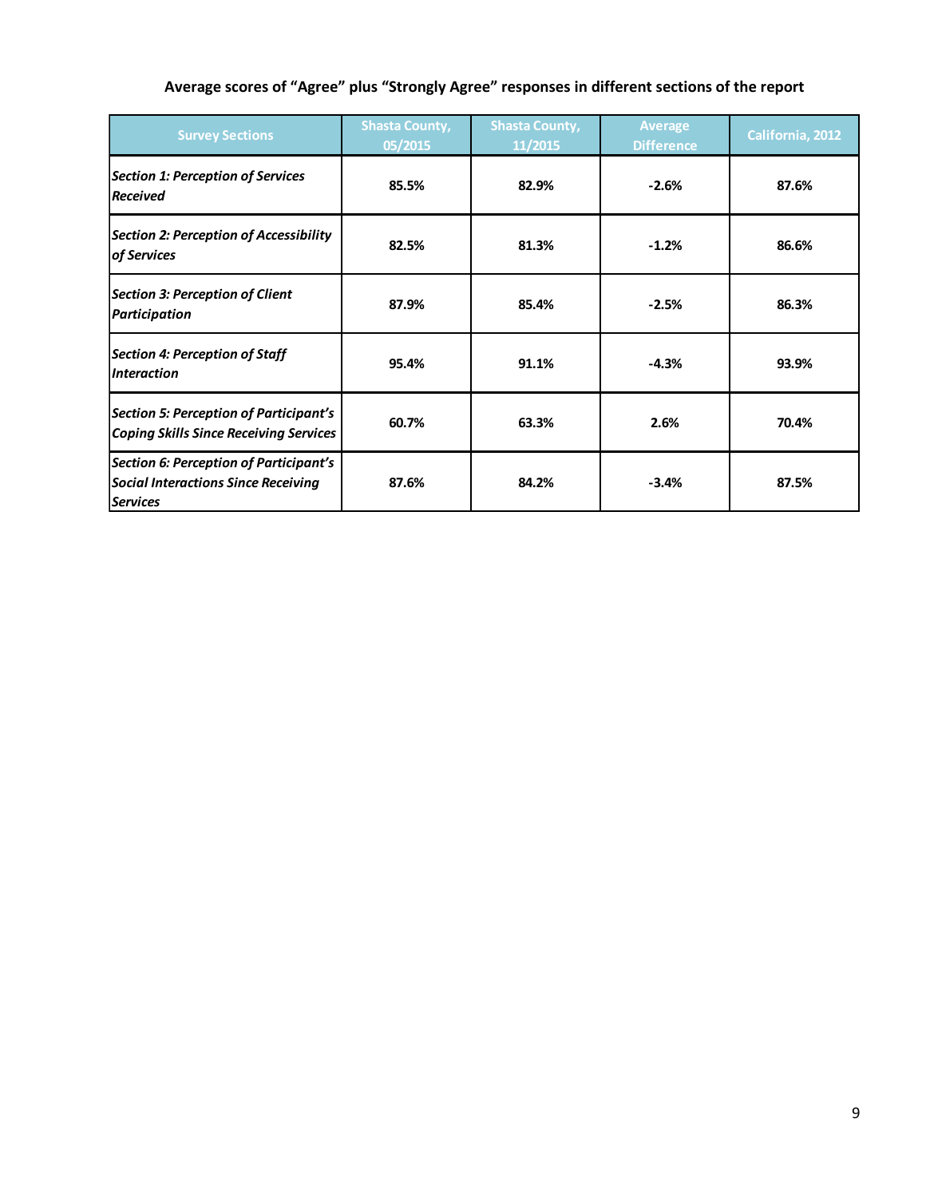**Average scores of “Agree” plus “Strongly Agree” responses in different sections of the report**

| Survey Sections | Shasta County, 05/2015 | Shasta County, 11/2015 | Average Difference | California, 2012 |
|---|---|---|---|---|
| ***Section 1: Perception of Services Received*** | **85.5%** | **82.9%** | **-2.6%** | **87.6%** |
| ***Section 2: Perception of Accessibility of Services*** | **82.5%** | **81.3%** | **-1.2%** | **86.6%** |
| ***Section 3: Perception of Client Participation*** | **87.9%** | **85.4%** | **-2.5%** | **86.3%** |
| ***Section 4: Perception of Staff Interaction*** | **95.4%** | **91.1%** | **-4.3%** | **93.9%** |
| ***Section 5: Perception of Participant’s Coping Skills Since Receiving Services*** | **60.7%** | **63.3%** | **2.6%** | **70.4%** |
| ***Section 6: Perception of Participant’s Social Interactions Since Receiving Services*** | **87.6%** | **84.2%** | **-3.4%** | **87.5%** |